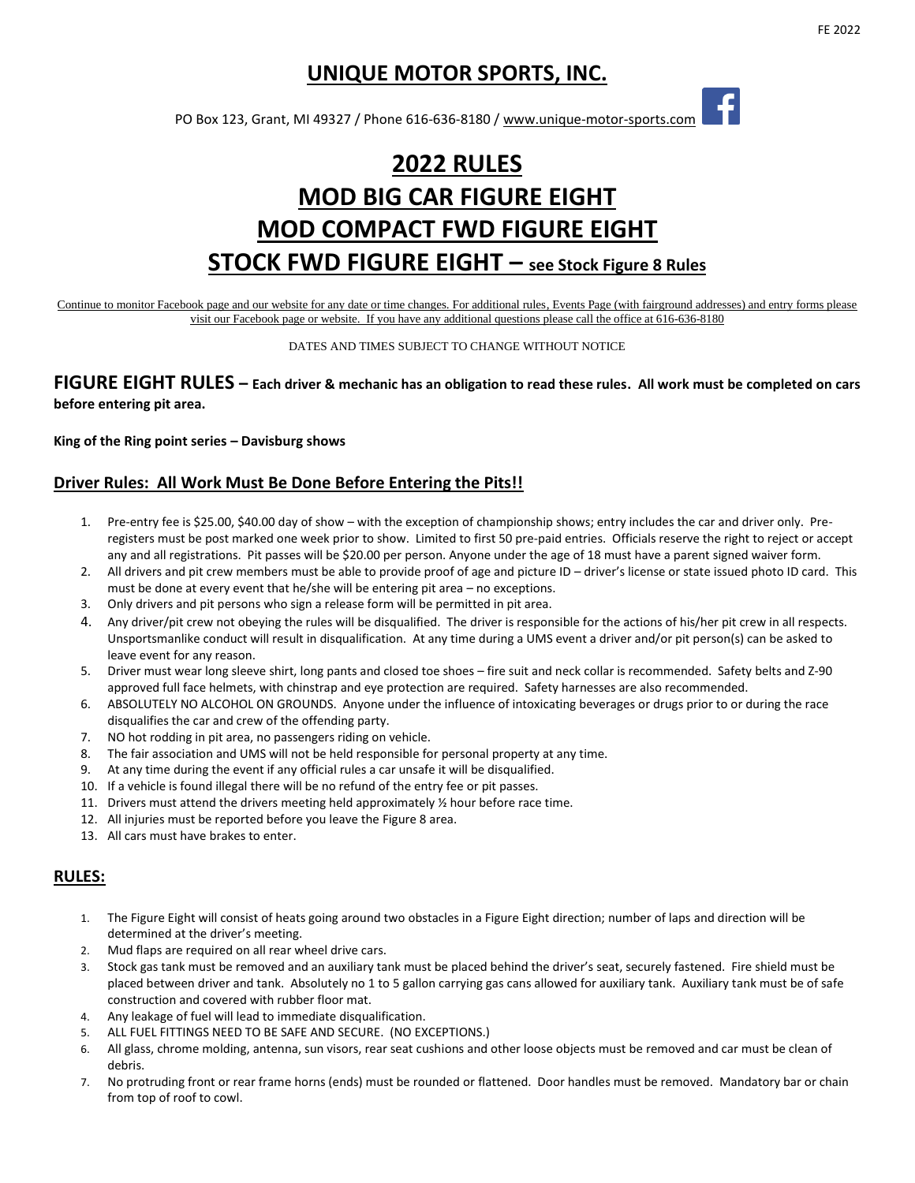# UNIQUE MOTOR SPORTS, INC.

PO Box 123, Grant, MI 49327 / Phone 616-636-8180 / www.unique-motor-sports.com

# 2022 RULES

# MOD BIG CAR FIGURE EIGHT

# MOD COMPACT FWD FIGURE EIGHT

# STOCK FWD FIGURE EIGHT – see Stock Figure 8 Rules

Continue to monitor Facebook page and our website for any date or time changes. For additional rules, Events Page (with fairground addresses) and entry forms please visit our Facebook page or website. If you have any additional questions please call the office at 616-636-8180

DATES AND TIMES SUBJECT TO CHANGE WITHOUT NOTICE

## FIGURE EIGHT RULES – Each driver & mechanic has an obligation to read these rules. All work must be completed on cars before entering pit area.

**King of the Ring point series – Davisburg shows**

### Driver Rules: All Work Must Be Done Before Entering the Pits!!

1. Pre-entry fee is $25.00, $40.00 day of show – with the exception of championship shows; entry includes the car and driver only. Pre-registers must be post marked one week prior to show. Limited to first 50 pre-paid entries. Officials reserve the right to reject or accept any and all registrations. Pit passes will be $20.00 per person. Anyone under the age of 18 must have a parent signed waiver form.
2. All drivers and pit crew members must be able to provide proof of age and picture ID – driver's license or state issued photo ID card. This must be done at every event that he/she will be entering pit area – no exceptions.
3. Only drivers and pit persons who sign a release form will be permitted in pit area.
4. Any driver/pit crew not obeying the rules will be disqualified. The driver is responsible for the actions of his/her pit crew in all respects. Unsportsmanlike conduct will result in disqualification. At any time during a UMS event a driver and/or pit person(s) can be asked to leave event for any reason.
5. Driver must wear long sleeve shirt, long pants and closed toe shoes – fire suit and neck collar is recommended. Safety belts and Z-90 approved full face helmets, with chinstrap and eye protection are required. Safety harnesses are also recommended.
6. ABSOLUTELY NO ALCOHOL ON GROUNDS. Anyone under the influence of intoxicating beverages or drugs prior to or during the race disqualifies the car and crew of the offending party.
7. NO hot rodding in pit area, no passengers riding on vehicle.
8. The fair association and UMS will not be held responsible for personal property at any time.
9. At any time during the event if any official rules a car unsafe it will be disqualified.
10. If a vehicle is found illegal there will be no refund of the entry fee or pit passes.
11. Drivers must attend the drivers meeting held approximately ½ hour before race time.
12. All injuries must be reported before you leave the Figure 8 area.
13. All cars must have brakes to enter.

### RULES:

1. The Figure Eight will consist of heats going around two obstacles in a Figure Eight direction; number of laps and direction will be determined at the driver's meeting.
2. Mud flaps are required on all rear wheel drive cars.
3. Stock gas tank must be removed and an auxiliary tank must be placed behind the driver's seat, securely fastened. Fire shield must be placed between driver and tank. Absolutely no 1 to 5 gallon carrying gas cans allowed for auxiliary tank. Auxiliary tank must be of safe construction and covered with rubber floor mat.
4. Any leakage of fuel will lead to immediate disqualification.
5. ALL FUEL FITTINGS NEED TO BE SAFE AND SECURE. (NO EXCEPTIONS.)
6. All glass, chrome molding, antenna, sun visors, rear seat cushions and other loose objects must be removed and car must be clean of debris.
7. No protruding front or rear frame horns (ends) must be rounded or flattened. Door handles must be removed. Mandatory bar or chain from top of roof to cowl.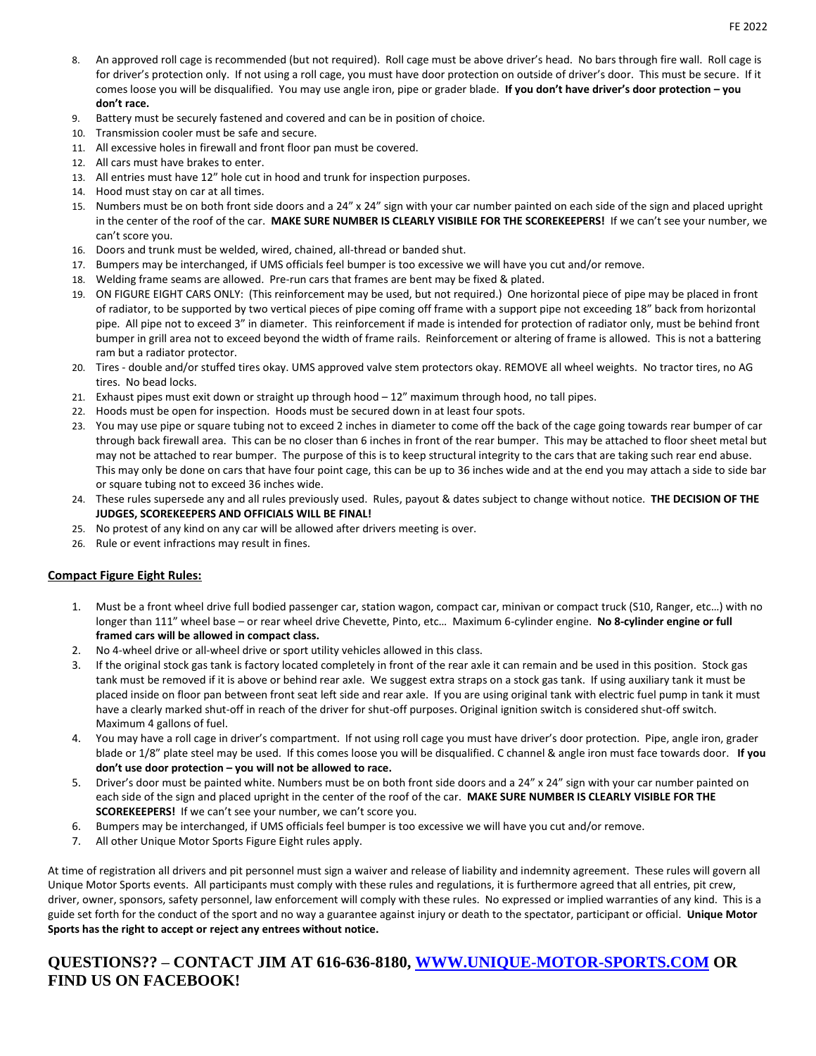8. An approved roll cage is recommended (but not required). Roll cage must be above driver's head. No bars through fire wall. Roll cage is for driver's protection only. If not using a roll cage, you must have door protection on outside of driver's door. This must be secure. If it comes loose you will be disqualified. You may use angle iron, pipe or grader blade. **If you don't have driver's door protection – you don't race.**
9. Battery must be securely fastened and covered and can be in position of choice.
10. Transmission cooler must be safe and secure.
11. All excessive holes in firewall and front floor pan must be covered.
12. All cars must have brakes to enter.
13. All entries must have 12" hole cut in hood and trunk for inspection purposes.
14. Hood must stay on car at all times.
15. Numbers must be on both front side doors and a 24" x 24" sign with your car number painted on each side of the sign and placed upright in the center of the roof of the car. **MAKE SURE NUMBER IS CLEARLY VISIBILE FOR THE SCOREKEEPERS!** If we can't see your number, we can't score you.
16. Doors and trunk must be welded, wired, chained, all-thread or banded shut.
17. Bumpers may be interchanged, if UMS officials feel bumper is too excessive we will have you cut and/or remove.
18. Welding frame seams are allowed. Pre-run cars that frames are bent may be fixed & plated.
19. ON FIGURE EIGHT CARS ONLY: (This reinforcement may be used, but not required.) One horizontal piece of pipe may be placed in front of radiator, to be supported by two vertical pieces of pipe coming off frame with a support pipe not exceeding 18" back from horizontal pipe. All pipe not to exceed 3" in diameter. This reinforcement if made is intended for protection of radiator only, must be behind front bumper in grill area not to exceed beyond the width of frame rails. Reinforcement or altering of frame is allowed. This is not a battering ram but a radiator protector.
20. Tires - double and/or stuffed tires okay. UMS approved valve stem protectors okay. REMOVE all wheel weights. No tractor tires, no AG tires. No bead locks.
21. Exhaust pipes must exit down or straight up through hood – 12" maximum through hood, no tall pipes.
22. Hoods must be open for inspection. Hoods must be secured down in at least four spots.
23. You may use pipe or square tubing not to exceed 2 inches in diameter to come off the back of the cage going towards rear bumper of car through back firewall area. This can be no closer than 6 inches in front of the rear bumper. This may be attached to floor sheet metal but may not be attached to rear bumper. The purpose of this is to keep structural integrity to the cars that are taking such rear end abuse. This may only be done on cars that have four point cage, this can be up to 36 inches wide and at the end you may attach a side to side bar or square tubing not to exceed 36 inches wide.
24. These rules supersede any and all rules previously used. Rules, payout & dates subject to change without notice. **THE DECISION OF THE JUDGES, SCOREKEEPERS AND OFFICIALS WILL BE FINAL!**
25. No protest of any kind on any car will be allowed after drivers meeting is over.
26. Rule or event infractions may result in fines.

**Compact Figure Eight Rules:**

1. Must be a front wheel drive full bodied passenger car, station wagon, compact car, minivan or compact truck (S10, Ranger, etc…) with no longer than 111" wheel base – or rear wheel drive Chevette, Pinto, etc… Maximum 6-cylinder engine. **No 8-cylinder engine or full framed cars will be allowed in compact class.**
2. No 4-wheel drive or all-wheel drive or sport utility vehicles allowed in this class.
3. If the original stock gas tank is factory located completely in front of the rear axle it can remain and be used in this position. Stock gas tank must be removed if it is above or behind rear axle. We suggest extra straps on a stock gas tank. If using auxiliary tank it must be placed inside on floor pan between front seat left side and rear axle. If you are using original tank with electric fuel pump in tank it must have a clearly marked shut-off in reach of the driver for shut-off purposes. Original ignition switch is considered shut-off switch. Maximum 4 gallons of fuel.
4. You may have a roll cage in driver's compartment. If not using roll cage you must have driver's door protection. Pipe, angle iron, grader blade or 1/8" plate steel may be used. If this comes loose you will be disqualified. C channel & angle iron must face towards door. **If you don't use door protection – you will not be allowed to race.**
5. Driver's door must be painted white. Numbers must be on both front side doors and a 24" x 24" sign with your car number painted on each side of the sign and placed upright in the center of the roof of the car. **MAKE SURE NUMBER IS CLEARLY VISIBLE FOR THE SCOREKEEPERS!** If we can't see your number, we can't score you.
6. Bumpers may be interchanged, if UMS officials feel bumper is too excessive we will have you cut and/or remove.
7. All other Unique Motor Sports Figure Eight rules apply.

At time of registration all drivers and pit personnel must sign a waiver and release of liability and indemnity agreement. These rules will govern all Unique Motor Sports events. All participants must comply with these rules and regulations, it is furthermore agreed that all entries, pit crew, driver, owner, sponsors, safety personnel, law enforcement will comply with these rules. No expressed or implied warranties of any kind. This is a guide set forth for the conduct of the sport and no way a guarantee against injury or death to the spectator, participant or official. **Unique Motor Sports has the right to accept or reject any entrees without notice.**

## QUESTIONS?? – CONTACT JIM AT 616-636-8180, WWW.UNIQUE-MOTOR-SPORTS.COM OR FIND US ON FACEBOOK!